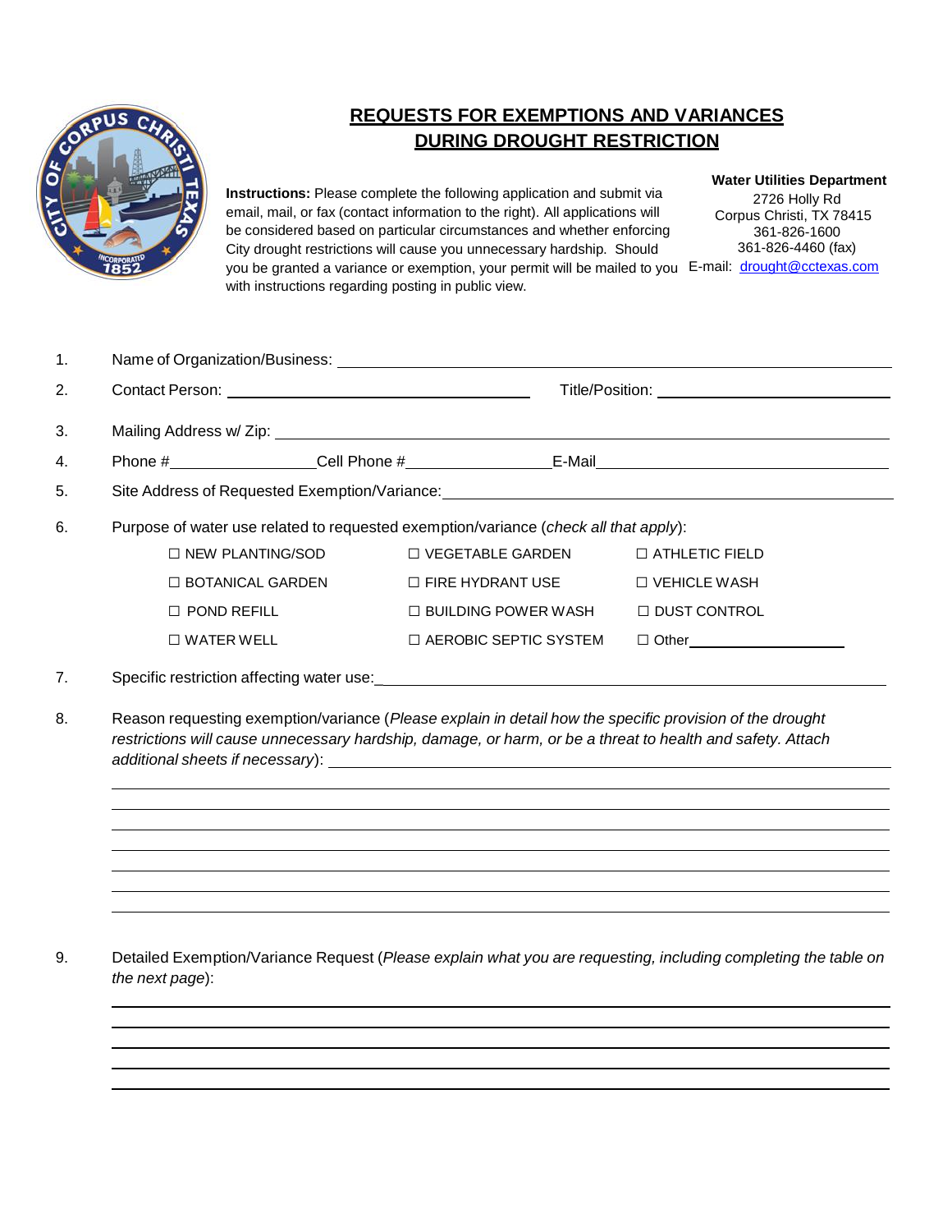# REQUESTS FOR EXEMPTIONS AND VARIANCES DURING DROUGHT RESTRICTION

**Instructions:** Please complete the following application and submit via email, mail, or fax (contact information to the right). All applications will be considered based on particular circumstances and whether enforcing City drought restrictions will cause you unnecessary hardship. Should you be granted a variance or exemption, your permit will be mailed to you with instructions regarding posting in public view.

**Water Utilities Department**
2726 Holly Rd
Corpus Christi, TX 78415
361-826-1600
361-826-4460 (fax)
E-mail: drought@cctexas.com

1. Name of Organization/Business: ______________________________

2. Contact Person: ______________________ Title/Position: ______________________

3. Mailing Address w/ Zip: ______________________________

4. Phone #______________ Cell Phone #______________ E-Mail______________________

5. Site Address of Requested Exemption/Variance: ______________________________

6. Purpose of water use related to requested exemption/variance (*check all that apply*):

   | | | |
   |---|---|---|
   | ☐ NEW PLANTING/SOD | ☐ VEGETABLE GARDEN | ☐ ATHLETIC FIELD |
   | ☐ BOTANICAL GARDEN | ☐ FIRE HYDRANT USE | ☐ VEHICLE WASH |
   | ☐ POND REFILL | ☐ BUILDING POWER WASH | ☐ DUST CONTROL |
   | ☐ WATER WELL | ☐ AEROBIC SEPTIC SYSTEM | ☐ Other______________ |

7. Specific restriction affecting water use: ______________________________

8. Reason requesting exemption/variance (*Please explain in detail how the specific provision of the drought restrictions will cause unnecessary hardship, damage, or harm, or be a threat to health and safety. Attach additional sheets if necessary*): ______________________________

9. Detailed Exemption/Variance Request (*Please explain what you are requesting, including completing the table on the next page*):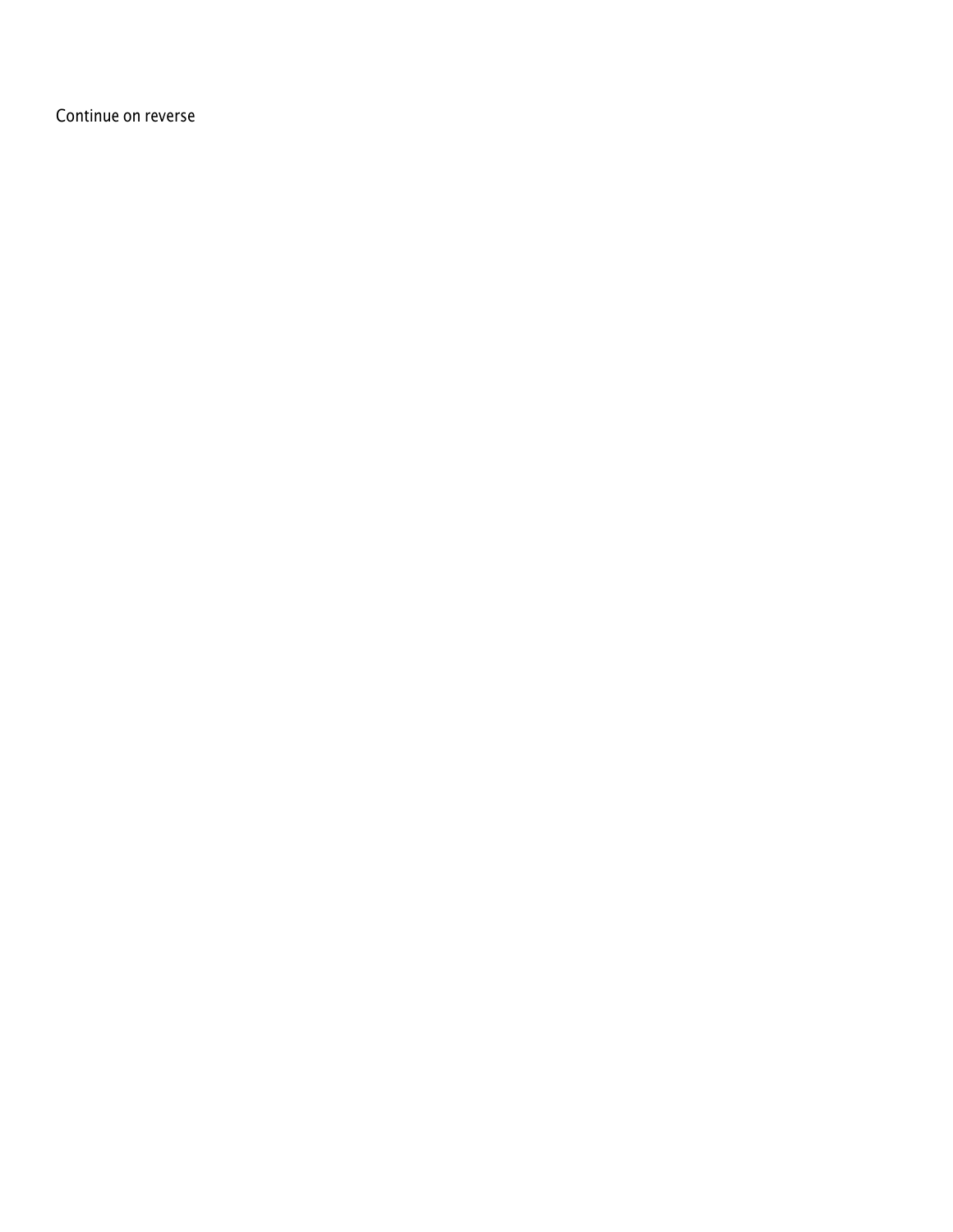Continue on reverse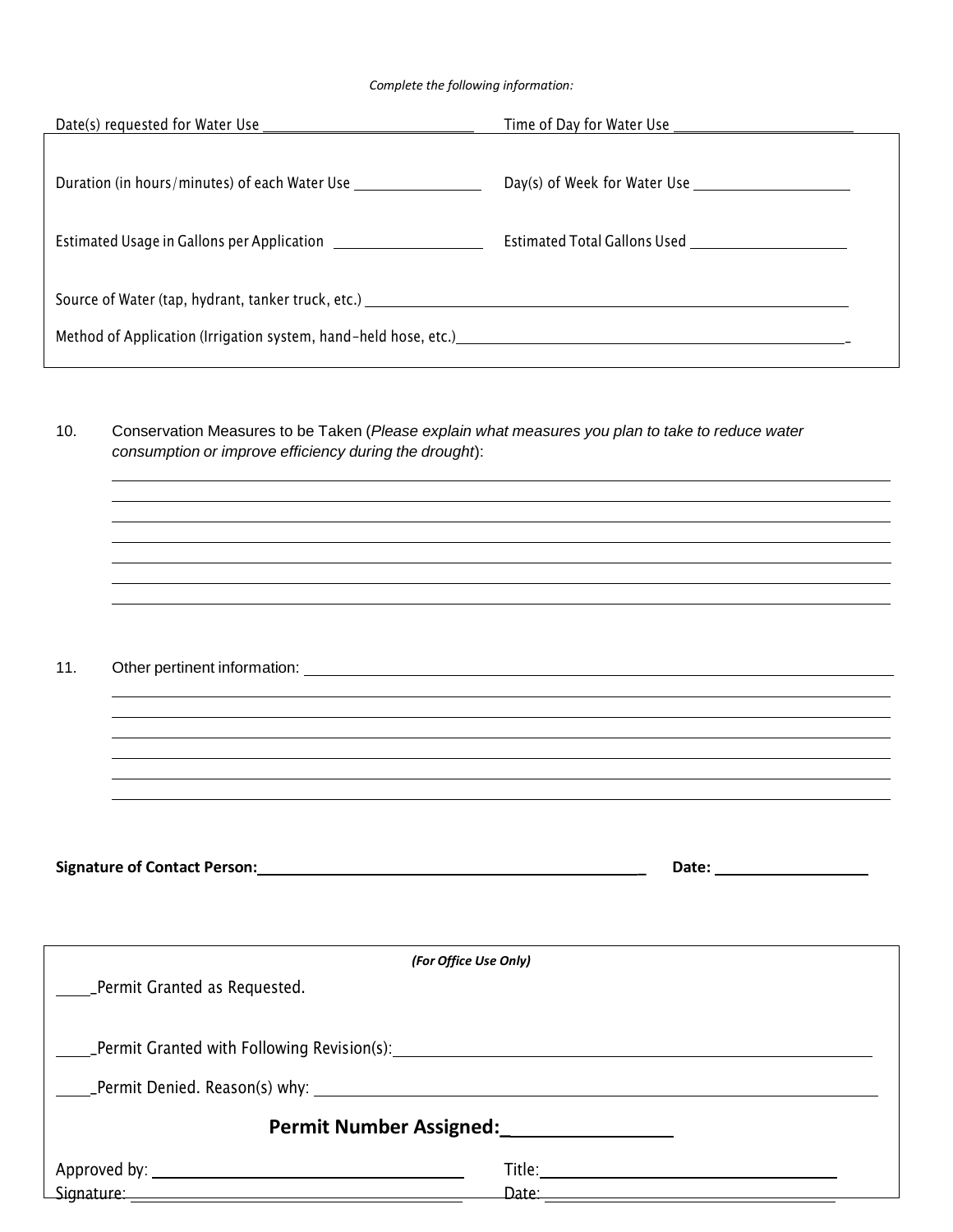*Complete the following information:*

Date(s) requested for Water Use ____________________________ Time of Day for Water Use ________________________

Duration (in hours/minutes) of each Water Use _________________ Day(s) of Week for Water Use ____________________

Estimated Usage in Gallons per Application ___________________ Estimated Total Gallons Used ____________________

Source of Water (tap, hydrant, tanker truck, etc.) ____________________________________________________________

Method of Application (Irrigation system, hand-held hose, etc.) _________________________________________________

10. Conservation Measures to be Taken (*Please explain what measures you plan to take to reduce water consumption or improve efficiency during the drought*):

______________________________________________________________________________
______________________________________________________________________________
______________________________________________________________________________
______________________________________________________________________________
______________________________________________________________________________
______________________________________________________________________________
______________________________________________________________________________

11. Other pertinent information: _______________________________________________________________

______________________________________________________________________________
______________________________________________________________________________
______________________________________________________________________________
______________________________________________________________________________
______________________________________________________________________________
______________________________________________________________________________

**Signature of Contact Person:** _________________________________________________ **Date:** ___________________

***(For Office Use Only)***

_____Permit Granted as Requested.

_____Permit Granted with Following Revision(s): ______________________________________________________

_____Permit Denied. Reason(s) why: _______________________________________________________________

**Permit Number Assigned:** _________________

Approved by: _____________________________________ Title: _____________________________________

Signature: _______________________________________ Date: ______________________________________